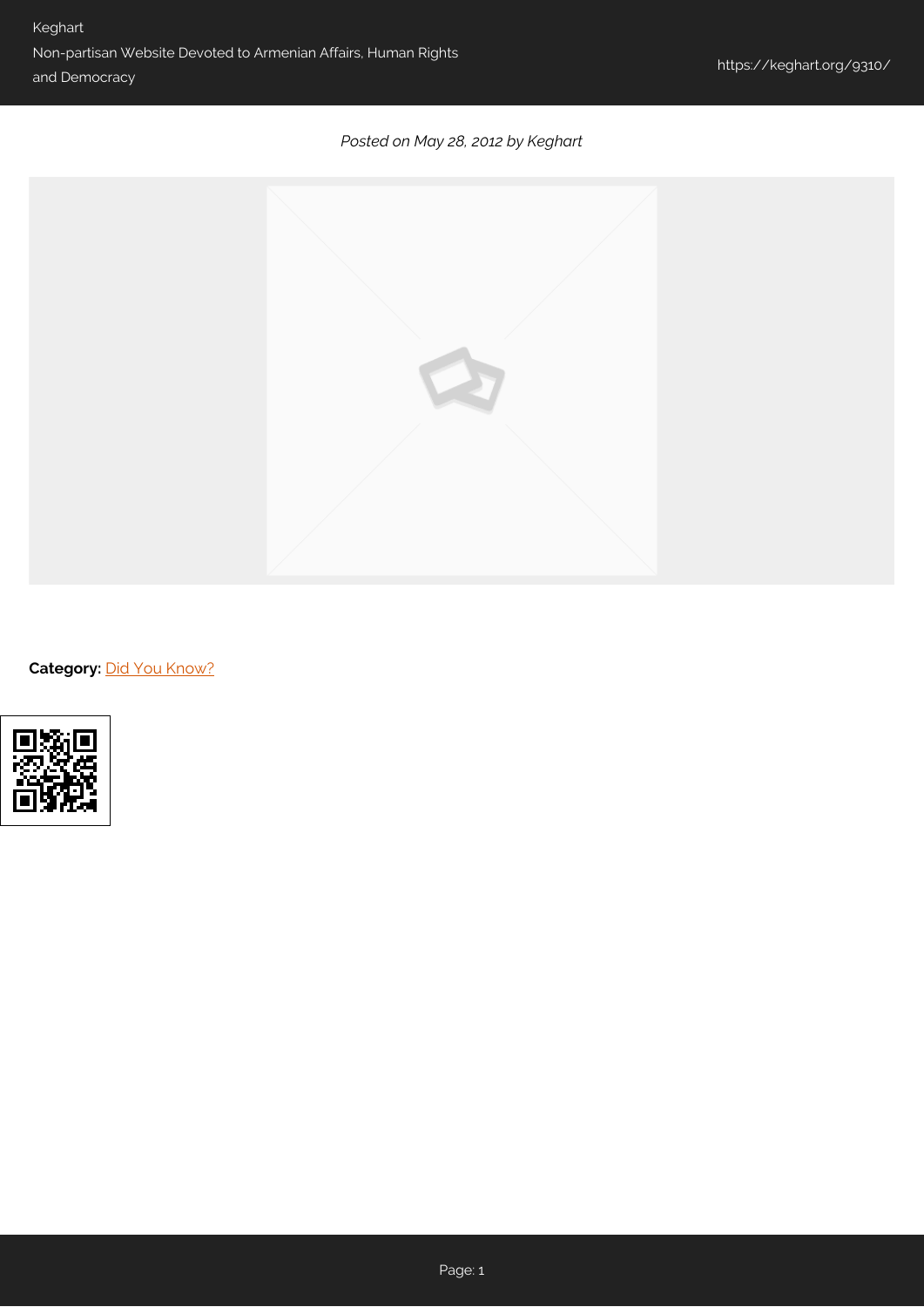Posted on May 28, 2012 by Keghart

**Category:** Did You Know?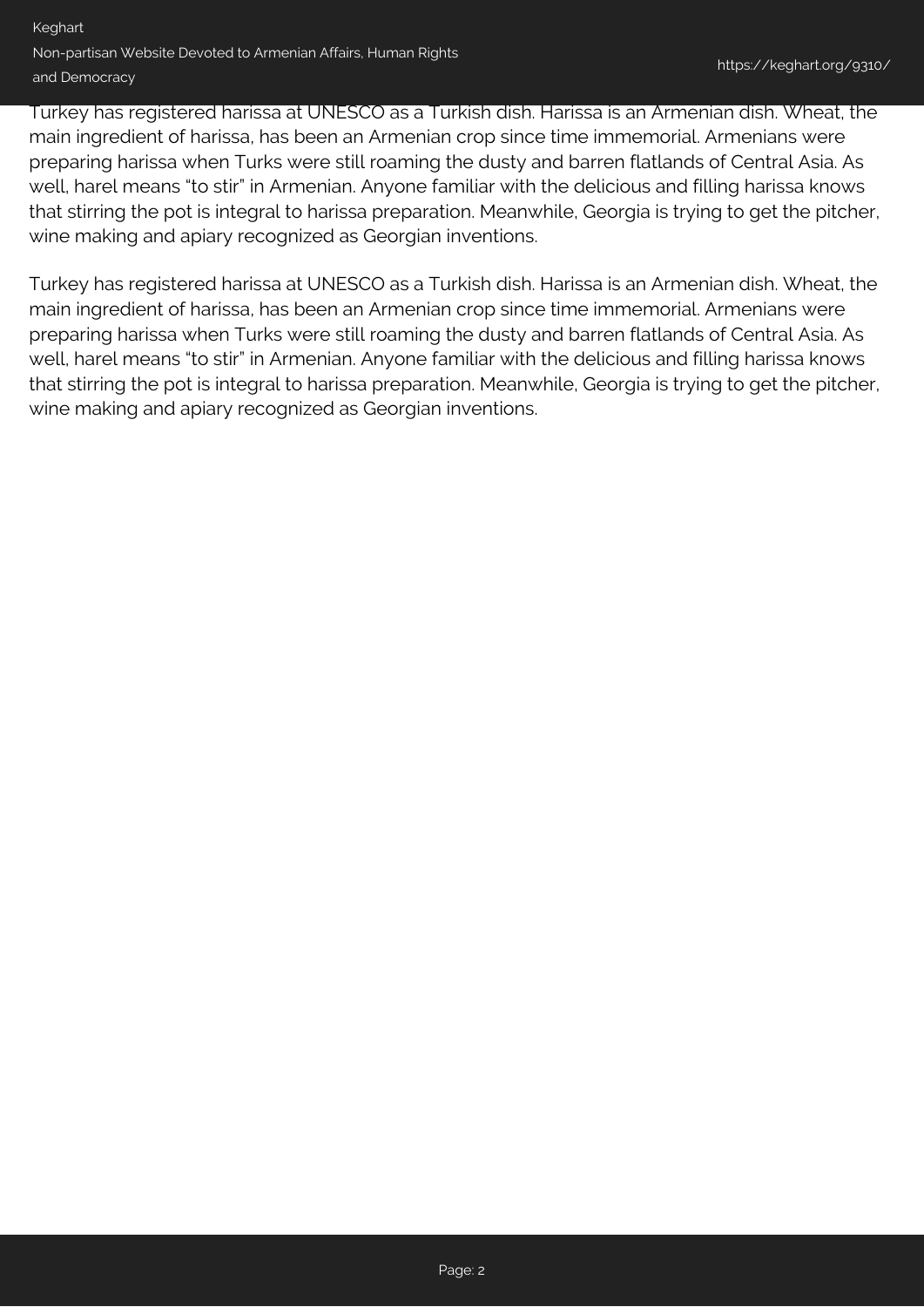Turkey has registered harissa at UNESCO as a Turkish dish. Harissa is an Armenian dish. Wheat, the main ingredient of harissa, has been an Armenian crop since time immemorial. Armenians were preparing harissa when Turks were still roaming the dusty and barren flatlands of Central Asia. As well, harel means "to stir" in Armenian. Anyone familiar with the delicious and filling harissa knows that stirring the pot is integral to harissa preparation. Meanwhile, Georgia is trying to get the pitcher, wine making and apiary recognized as Georgian inventions.

Turkey has registered harissa at UNESCO as a Turkish dish. Harissa is an Armenian dish. Wheat, the main ingredient of harissa, has been an Armenian crop since time immemorial. Armenians were preparing harissa when Turks were still roaming the dusty and barren flatlands of Central Asia. As well, harel means "to stir" in Armenian. Anyone familiar with the delicious and filling harissa knows that stirring the pot is integral to harissa preparation. Meanwhile, Georgia is trying to get the pitcher, wine making and apiary recognized as Georgian inventions.